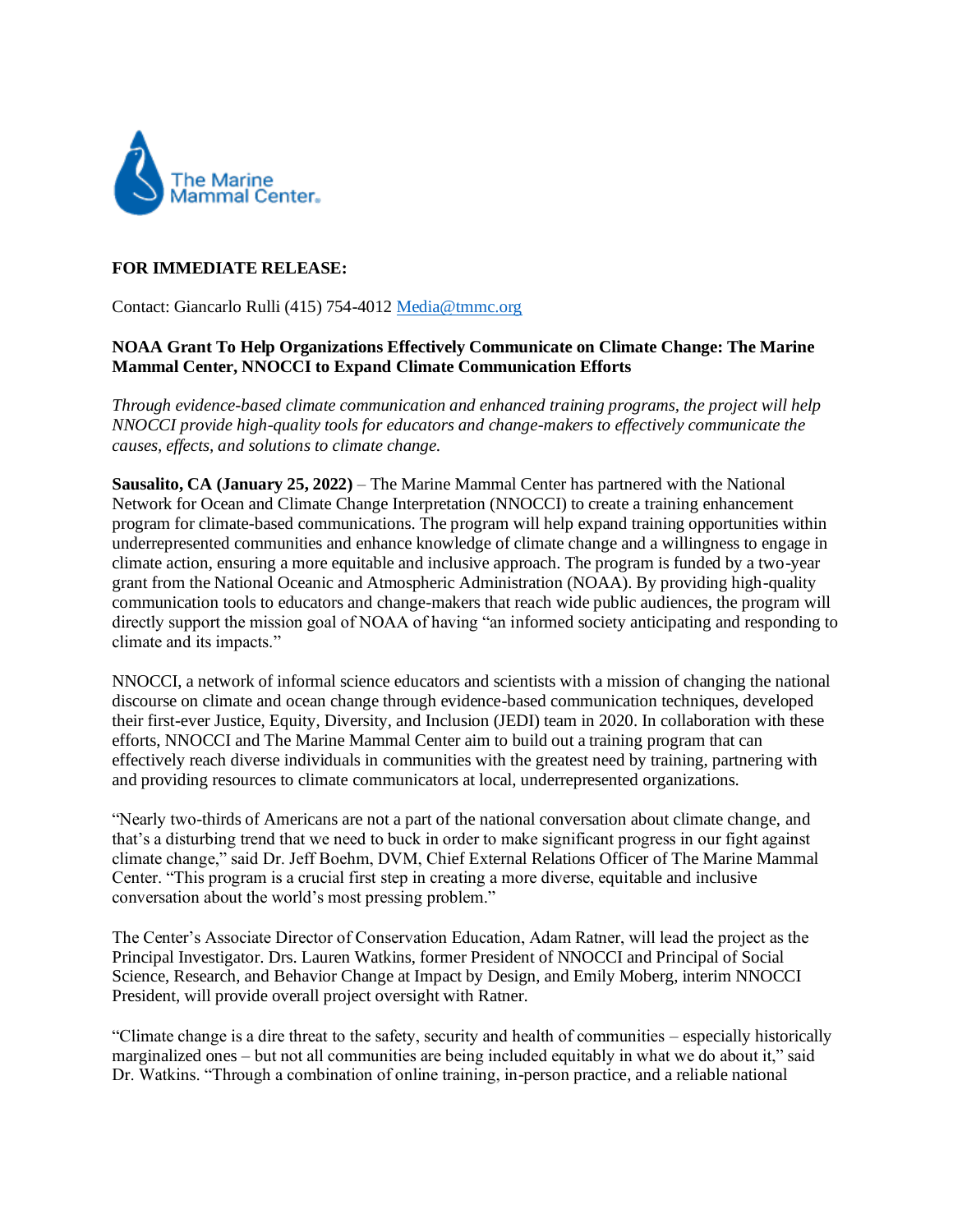The Marine Mammal Center

**FOR IMMEDIATE RELEASE:**

Contact: Giancarlo Rulli (415) 754-4012 Media@tmmc.org

**NOAA Grant To Help Organizations Effectively Communicate on Climate Change: The Marine Mammal Center, NNOCCI to Expand Climate Communication Efforts**

*Through evidence-based climate communication and enhanced training programs, the project will help NNOCCI provide high-quality tools for educators and change-makers to effectively communicate the causes, effects, and solutions to climate change.*

**Sausalito, CA (January 25, 2022)** – The Marine Mammal Center has partnered with the National Network for Ocean and Climate Change Interpretation (NNOCCI) to create a training enhancement program for climate-based communications. The program will help expand training opportunities within underrepresented communities and enhance knowledge of climate change and a willingness to engage in climate action, ensuring a more equitable and inclusive approach. The program is funded by a two-year grant from the National Oceanic and Atmospheric Administration (NOAA). By providing high-quality communication tools to educators and change-makers that reach wide public audiences, the program will directly support the mission goal of NOAA of having "an informed society anticipating and responding to climate and its impacts."

NNOCCI, a network of informal science educators and scientists with a mission of changing the national discourse on climate and ocean change through evidence-based communication techniques, developed their first-ever Justice, Equity, Diversity, and Inclusion (JEDI) team in 2020. In collaboration with these efforts, NNOCCI and The Marine Mammal Center aim to build out a training program that can effectively reach diverse individuals in communities with the greatest need by training, partnering with and providing resources to climate communicators at local, underrepresented organizations.

"Nearly two-thirds of Americans are not a part of the national conversation about climate change, and that's a disturbing trend that we need to buck in order to make significant progress in our fight against climate change," said Dr. Jeff Boehm, DVM, Chief External Relations Officer of The Marine Mammal Center. "This program is a crucial first step in creating a more diverse, equitable and inclusive conversation about the world's most pressing problem."

The Center's Associate Director of Conservation Education, Adam Ratner, will lead the project as the Principal Investigator. Drs. Lauren Watkins, former President of NNOCCI and Principal of Social Science, Research, and Behavior Change at Impact by Design, and Emily Moberg, interim NNOCCI President, will provide overall project oversight with Ratner.

"Climate change is a dire threat to the safety, security and health of communities – especially historically marginalized ones – but not all communities are being included equitably in what we do about it," said Dr. Watkins. "Through a combination of online training, in-person practice, and a reliable national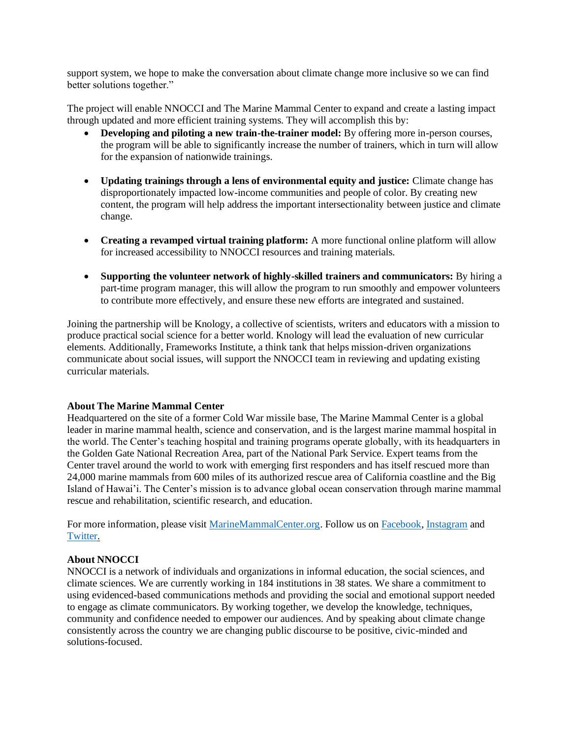support system, we hope to make the conversation about climate change more inclusive so we can find better solutions together."

The project will enable NNOCCI and The Marine Mammal Center to expand and create a lasting impact through updated and more efficient training systems. They will accomplish this by:

- **Developing and piloting a new train-the-trainer model:** By offering more in-person courses, the program will be able to significantly increase the number of trainers, which in turn will allow for the expansion of nationwide trainings.

- **Updating trainings through a lens of environmental equity and justice:** Climate change has disproportionately impacted low-income communities and people of color. By creating new content, the program will help address the important intersectionality between justice and climate change.

- **Creating a revamped virtual training platform:** A more functional online platform will allow for increased accessibility to NNOCCI resources and training materials.

- **Supporting the volunteer network of highly-skilled trainers and communicators:** By hiring a part-time program manager, this will allow the program to run smoothly and empower volunteers to contribute more effectively, and ensure these new efforts are integrated and sustained.

Joining the partnership will be Knology, a collective of scientists, writers and educators with a mission to produce practical social science for a better world. Knology will lead the evaluation of new curricular elements. Additionally, Frameworks Institute, a think tank that helps mission-driven organizations communicate about social issues, will support the NNOCCI team in reviewing and updating existing curricular materials.

**About The Marine Mammal Center**

Headquartered on the site of a former Cold War missile base, The Marine Mammal Center is a global leader in marine mammal health, science and conservation, and is the largest marine mammal hospital in the world. The Center's teaching hospital and training programs operate globally, with its headquarters in the Golden Gate National Recreation Area, part of the National Park Service. Expert teams from the Center travel around the world to work with emerging first responders and has itself rescued more than 24,000 marine mammals from 600 miles of its authorized rescue area of California coastline and the Big Island of Hawai'i. The Center's mission is to advance global ocean conservation through marine mammal rescue and rehabilitation, scientific research, and education.

For more information, please visit MarineMammalCenter.org. Follow us on Facebook, Instagram and Twitter.

**About NNOCCI**

NNOCCI is a network of individuals and organizations in informal education, the social sciences, and climate sciences. We are currently working in 184 institutions in 38 states. We share a commitment to using evidenced-based communications methods and providing the social and emotional support needed to engage as climate communicators. By working together, we develop the knowledge, techniques, community and confidence needed to empower our audiences. And by speaking about climate change consistently across the country we are changing public discourse to be positive, civic-minded and solutions-focused.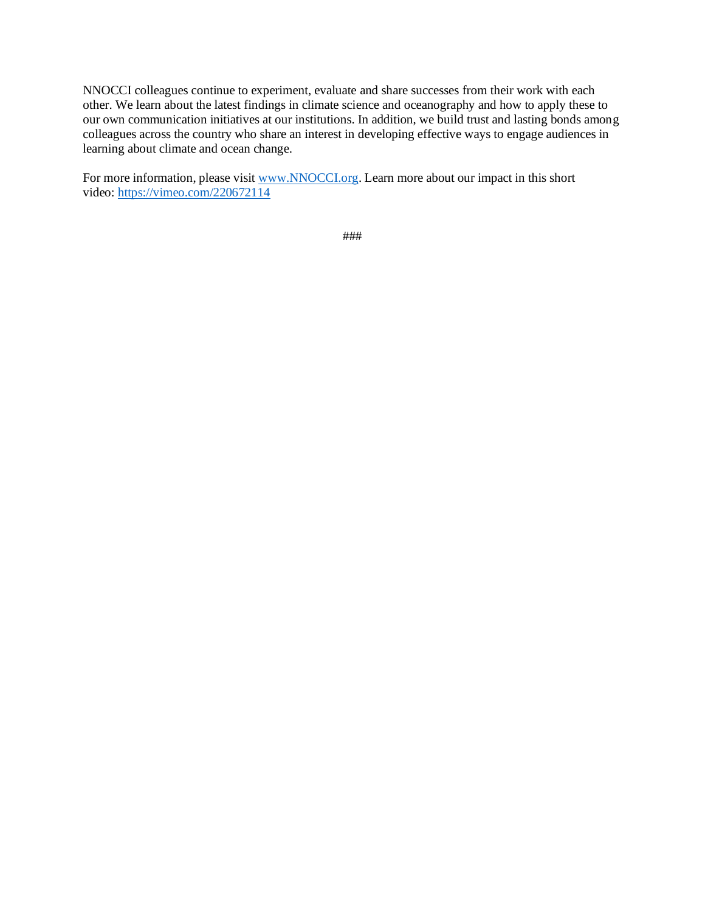NNOCCI colleagues continue to experiment, evaluate and share successes from their work with each other. We learn about the latest findings in climate science and oceanography and how to apply these to our own communication initiatives at our institutions. In addition, we build trust and lasting bonds among colleagues across the country who share an interest in developing effective ways to engage audiences in learning about climate and ocean change.

For more information, please visit [www.NNOCCI.org](http://www.NNOCCI.org). Learn more about our impact in this short video: [https://vimeo.com/220672114](https://vimeo.com/220672114)

###